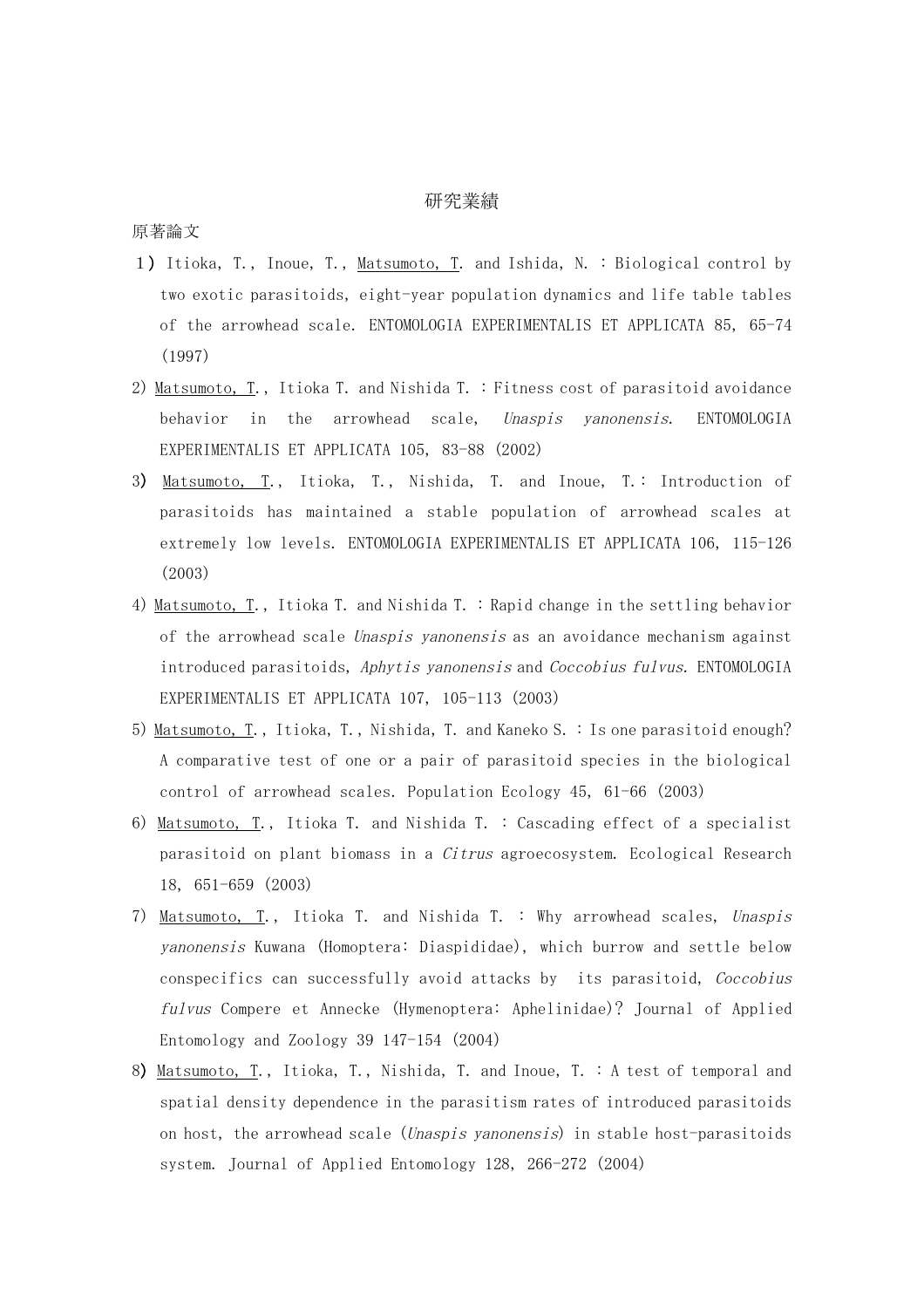# 研究業績

## 原著論文

1）Itioka, T., Inoue, T., Matsumoto, T. and Ishida, N. : Biological control by two exotic parasitoids, eight-year population dynamics and life table tables of the arrowhead scale. ENTOMOLOGIA EXPERIMENTALIS ET APPLICATA 85, 65-74 (1997)

2) Matsumoto, T., Itioka T. and Nishida T. : Fitness cost of parasitoid avoidance behavior in the arrowhead scale, *Unaspis yanonensis*. ENTOMOLOGIA EXPERIMENTALIS ET APPLICATA 105, 83-88 (2002)

3) Matsumoto, T., Itioka, T., Nishida, T. and Inoue, T.: Introduction of parasitoids has maintained a stable population of arrowhead scales at extremely low levels. ENTOMOLOGIA EXPERIMENTALIS ET APPLICATA 106, 115-126 (2003)

4) Matsumoto, T., Itioka T. and Nishida T. : Rapid change in the settling behavior of the arrowhead scale *Unaspis yanonensis* as an avoidance mechanism against introduced parasitoids, *Aphytis yanonensis* and *Coccobius fulvus*. ENTOMOLOGIA EXPERIMENTALIS ET APPLICATA 107, 105-113 (2003)

5) Matsumoto, T., Itioka, T., Nishida, T. and Kaneko S. : Is one parasitoid enough? A comparative test of one or a pair of parasitoid species in the biological control of arrowhead scales. Population Ecology 45, 61-66 (2003)

6) Matsumoto, T., Itioka T. and Nishida T. : Cascading effect of a specialist parasitoid on plant biomass in a *Citrus* agroecosystem. Ecological Research 18, 651-659 (2003)

7) Matsumoto, T., Itioka T. and Nishida T. : Why arrowhead scales, *Unaspis yanonensis* Kuwana (Homoptera: Diaspididae), which burrow and settle below conspecifics can successfully avoid attacks by its parasitoid, *Coccobius fulvus* Compere et Annecke (Hymenoptera: Aphelinidae)? Journal of Applied Entomology and Zoology 39 147-154 (2004)

8) Matsumoto, T., Itioka, T., Nishida, T. and Inoue, T. : A test of temporal and spatial density dependence in the parasitism rates of introduced parasitoids on host, the arrowhead scale (*Unaspis yanonensis*) in stable host-parasitoids system. Journal of Applied Entomology 128, 266-272 (2004)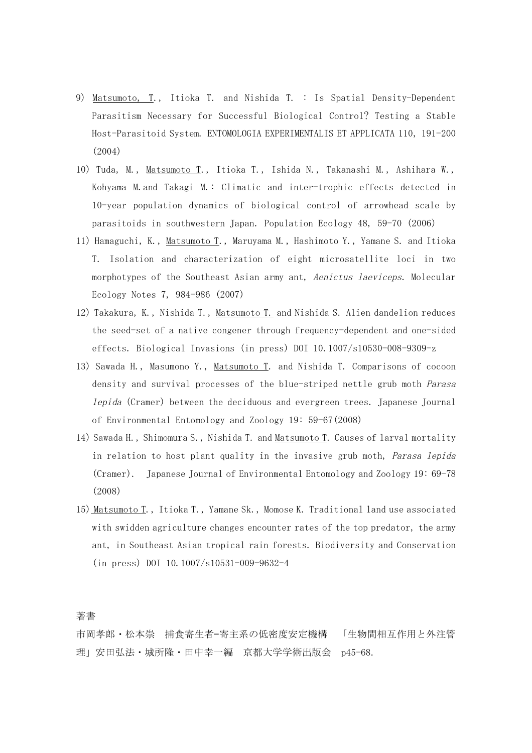9) Matsumoto, T., Itioka T. and Nishida T. : Is Spatial Density-Dependent Parasitism Necessary for Successful Biological Control? Testing a Stable Host-Parasitoid System. ENTOMOLOGIA EXPERIMENTALIS ET APPLICATA 110, 191-200 (2004)

10) Tuda, M., Matsumoto T., Itioka T., Ishida N., Takanashi M., Ashihara W., Kohyama M. and Takagi M.: Climatic and inter-trophic effects detected in 10-year population dynamics of biological control of arrowhead scale by parasitoids in southwestern Japan. Population Ecology 48, 59-70 (2006)

11) Hamaguchi, K., Matsumoto T., Maruyama M., Hashimoto Y., Yamane S. and Itioka T. Isolation and characterization of eight microsatellite loci in two morphotypes of the Southeast Asian army ant, *Aenictus laeviceps*. Molecular Ecology Notes 7, 984-986 (2007)

12) Takakura, K., Nishida T., Matsumoto T. and Nishida S. Alien dandelion reduces the seed-set of a native congener through frequency-dependent and one-sided effects. Biological Invasions (in press) DOI 10.1007/s10530-008-9309-z

13) Sawada H., Masumono Y., Matsumoto T. and Nishida T. Comparisons of cocoon density and survival processes of the blue-striped nettle grub moth *Parasa lepida* (Cramer) between the deciduous and evergreen trees. Japanese Journal of Environmental Entomology and Zoology 19: 59-67(2008)

14) Sawada H., Shimomura S., Nishida T. and Matsumoto T. Causes of larval mortality in relation to host plant quality in the invasive grub moth, *Parasa lepida* (Cramer). Japanese Journal of Environmental Entomology and Zoology 19: 69-78 (2008)

15) Matsumoto T., Itioka T., Yamane Sk., Momose K. Traditional land use associated with swidden agriculture changes encounter rates of the top predator, the army ant, in Southeast Asian tropical rain forests. Biodiversity and Conservation (in press) DOI 10.1007/s10531-009-9632-4

著書

市岡孝郎・松本崇　捕食寄生者-寄主系の低密度安定機構　「生物間相互作用と外注管理」安田弘法・城所隆・田中幸一編　京都大学学術出版会　p45-68.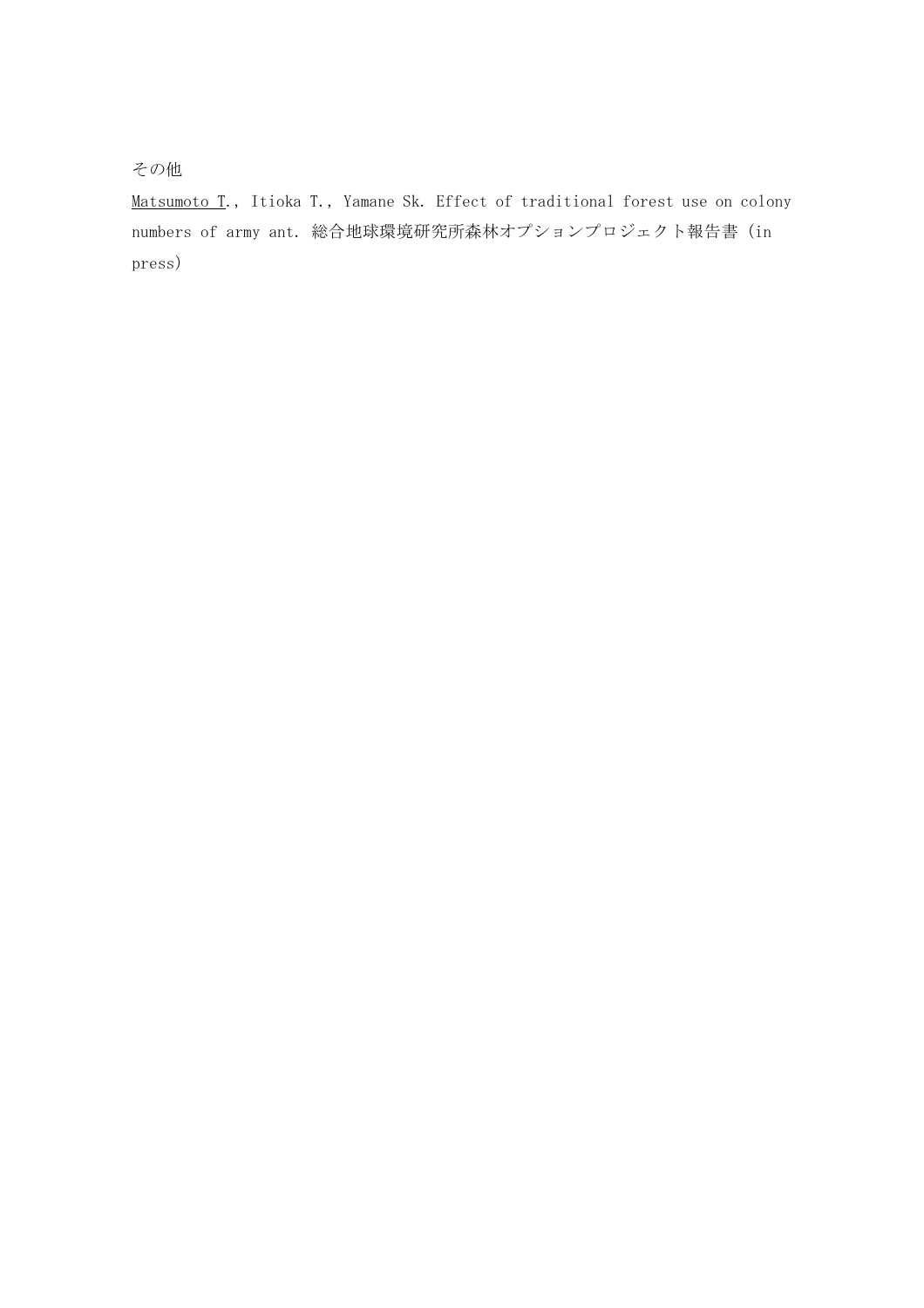その他

<u>Matsumoto T</u>., Itioka T., Yamane Sk. Effect of traditional forest use on colony numbers of army ant. 総合地球環境研究所森林オプションプロジェクト報告書 (in press)